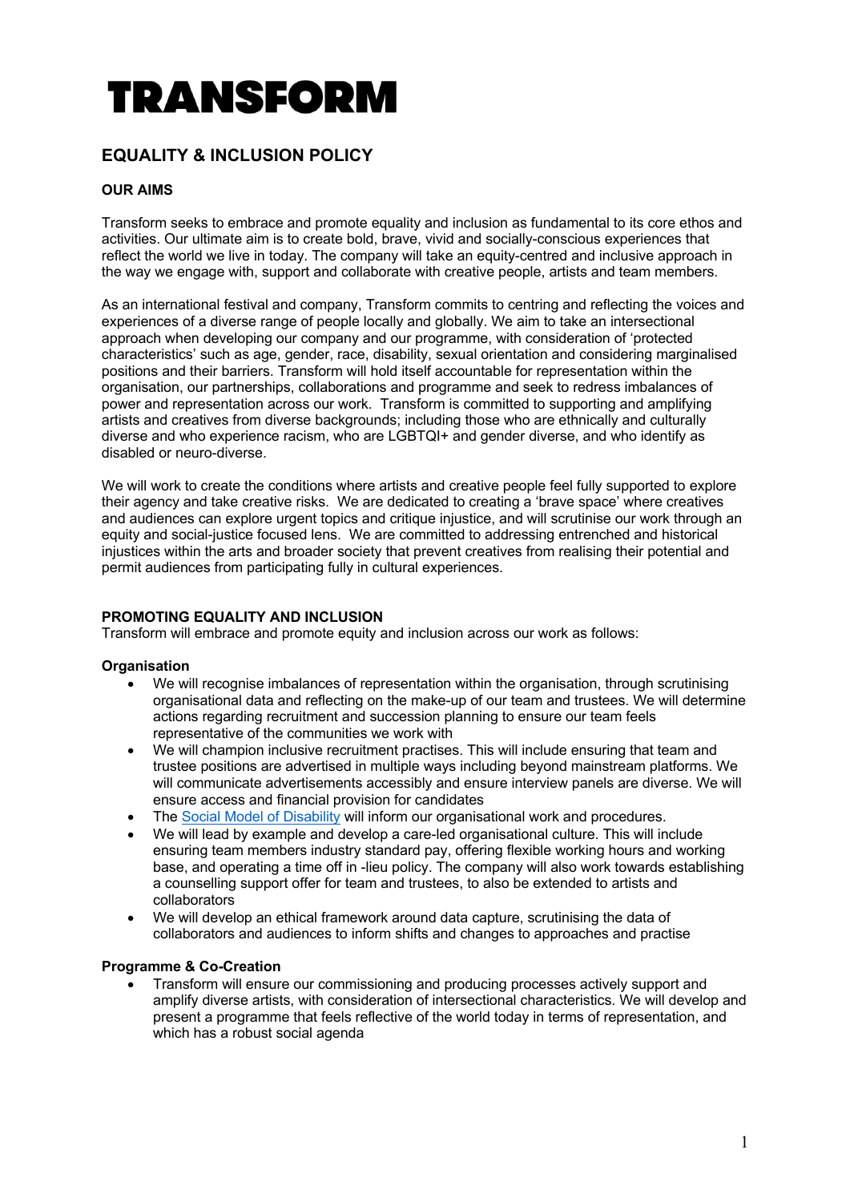# TRANSFORM

## EQUALITY & INCLUSION POLICY

### OUR AIMS

Transform seeks to embrace and promote equality and inclusion as fundamental to its core ethos and activities. Our ultimate aim is to create bold, brave, vivid and socially-conscious experiences that reflect the world we live in today. The company will take an equity-centred and inclusive approach in the way we engage with, support and collaborate with creative people, artists and team members.

As an international festival and company, Transform commits to centring and reflecting the voices and experiences of a diverse range of people locally and globally. We aim to take an intersectional approach when developing our company and our programme, with consideration of 'protected characteristics' such as age, gender, race, disability, sexual orientation and considering marginalised positions and their barriers. Transform will hold itself accountable for representation within the organisation, our partnerships, collaborations and programme and seek to redress imbalances of power and representation across our work. Transform is committed to supporting and amplifying artists and creatives from diverse backgrounds; including those who are ethnically and culturally diverse and who experience racism, who are LGBTQI+ and gender diverse, and who identify as disabled or neuro-diverse.

We will work to create the conditions where artists and creative people feel fully supported to explore their agency and take creative risks. We are dedicated to creating a 'brave space' where creatives and audiences can explore urgent topics and critique injustice, and will scrutinise our work through an equity and social-justice focused lens. We are committed to addressing entrenched and historical injustices within the arts and broader society that prevent creatives from realising their potential and permit audiences from participating fully in cultural experiences.

### PROMOTING EQUALITY AND INCLUSION

Transform will embrace and promote equity and inclusion across our work as follows:

**Organisation**

- We will recognise imbalances of representation within the organisation, through scrutinising organisational data and reflecting on the make-up of our team and trustees. We will determine actions regarding recruitment and succession planning to ensure our team feels representative of the communities we work with
- We will champion inclusive recruitment practises. This will include ensuring that team and trustee positions are advertised in multiple ways including beyond mainstream platforms. We will communicate advertisements accessibly and ensure interview panels are diverse. We will ensure access and financial provision for candidates
- The Social Model of Disability will inform our organisational work and procedures.
- We will lead by example and develop a care-led organisational culture. This will include ensuring team members industry standard pay, offering flexible working hours and working base, and operating a time off in -lieu policy. The company will also work towards establishing a counselling support offer for team and trustees, to also be extended to artists and collaborators
- We will develop an ethical framework around data capture, scrutinising the data of collaborators and audiences to inform shifts and changes to approaches and practise

**Programme & Co-Creation**

- Transform will ensure our commissioning and producing processes actively support and amplify diverse artists, with consideration of intersectional characteristics. We will develop and present a programme that feels reflective of the world today in terms of representation, and which has a robust social agenda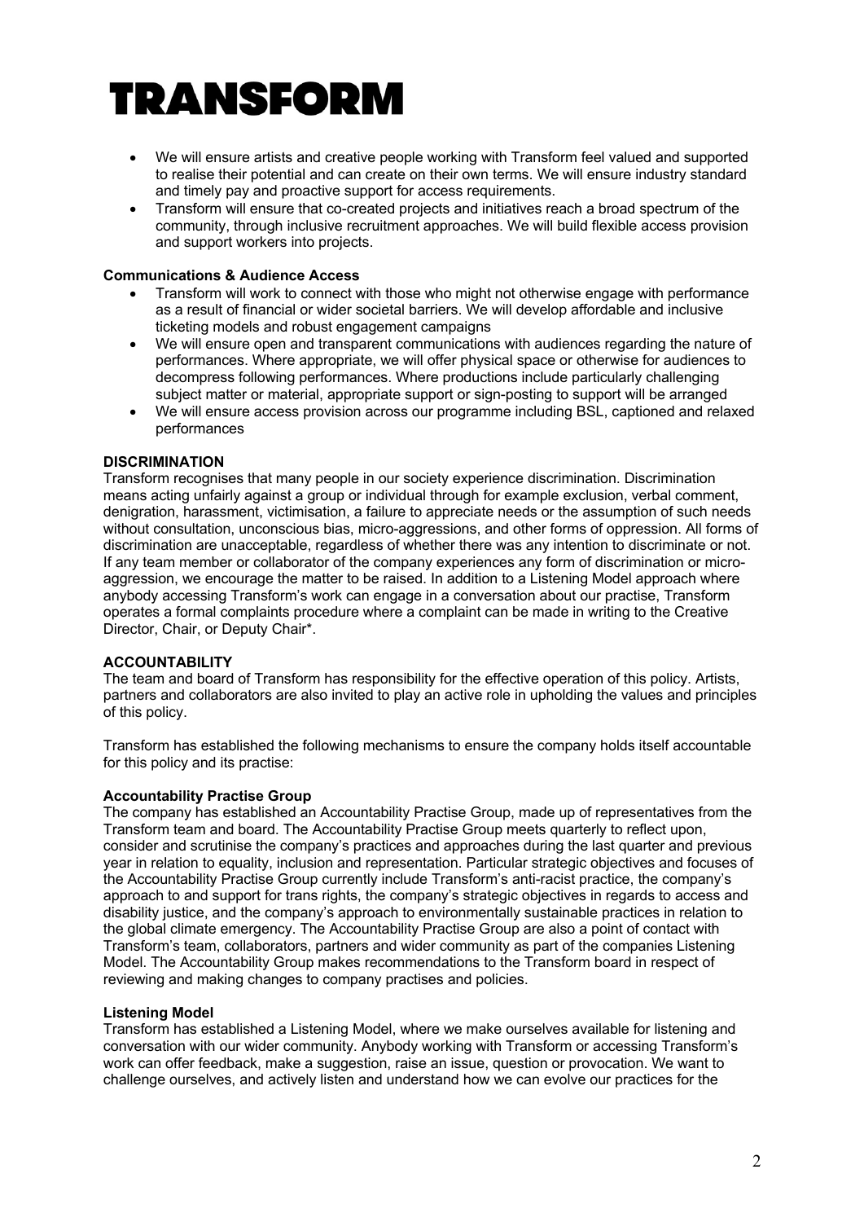- We will ensure artists and creative people working with Transform feel valued and supported to realise their potential and can create on their own terms. We will ensure industry standard and timely pay and proactive support for access requirements.
- Transform will ensure that co-created projects and initiatives reach a broad spectrum of the community, through inclusive recruitment approaches. We will build flexible access provision and support workers into projects.

**Communications & Audience Access**

- Transform will work to connect with those who might not otherwise engage with performance as a result of financial or wider societal barriers. We will develop affordable and inclusive ticketing models and robust engagement campaigns
- We will ensure open and transparent communications with audiences regarding the nature of performances. Where appropriate, we will offer physical space or otherwise for audiences to decompress following performances. Where productions include particularly challenging subject matter or material, appropriate support or sign-posting to support will be arranged
- We will ensure access provision across our programme including BSL, captioned and relaxed performances

## DISCRIMINATION

Transform recognises that many people in our society experience discrimination. Discrimination means acting unfairly against a group or individual through for example exclusion, verbal comment, denigration, harassment, victimisation, a failure to appreciate needs or the assumption of such needs without consultation, unconscious bias, micro-aggressions, and other forms of oppression. All forms of discrimination are unacceptable, regardless of whether there was any intention to discriminate or not. If any team member or collaborator of the company experiences any form of discrimination or micro-aggression, we encourage the matter to be raised. In addition to a Listening Model approach where anybody accessing Transform's work can engage in a conversation about our practise, Transform operates a formal complaints procedure where a complaint can be made in writing to the Creative Director, Chair, or Deputy Chair*.

## ACCOUNTABILITY

The team and board of Transform has responsibility for the effective operation of this policy. Artists, partners and collaborators are also invited to play an active role in upholding the values and principles of this policy.

Transform has established the following mechanisms to ensure the company holds itself accountable for this policy and its practise:

**Accountability Practise Group**

The company has established an Accountability Practise Group, made up of representatives from the Transform team and board. The Accountability Practise Group meets quarterly to reflect upon, consider and scrutinise the company's practices and approaches during the last quarter and previous year in relation to equality, inclusion and representation. Particular strategic objectives and focuses of the Accountability Practise Group currently include Transform's anti-racist practice, the company's approach to and support for trans rights, the company's strategic objectives in regards to access and disability justice, and the company's approach to environmentally sustainable practices in relation to the global climate emergency. The Accountability Practise Group are also a point of contact with Transform's team, collaborators, partners and wider community as part of the companies Listening Model. The Accountability Group makes recommendations to the Transform board in respect of reviewing and making changes to company practises and policies.

**Listening Model**

Transform has established a Listening Model, where we make ourselves available for listening and conversation with our wider community. Anybody working with Transform or accessing Transform's work can offer feedback, make a suggestion, raise an issue, question or provocation. We want to challenge ourselves, and actively listen and understand how we can evolve our practices for the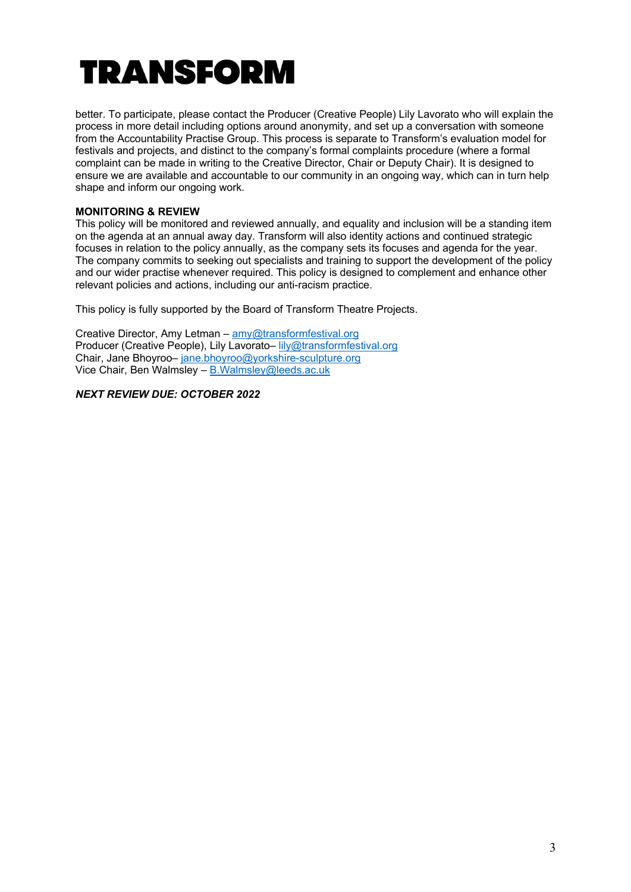better. To participate, please contact the Producer (Creative People) Lily Lavorato who will explain the process in more detail including options around anonymity, and set up a conversation with someone from the Accountability Practise Group. This process is separate to Transform's evaluation model for festivals and projects, and distinct to the company's formal complaints procedure (where a formal complaint can be made in writing to the Creative Director, Chair or Deputy Chair). It is designed to ensure we are available and accountable to our community in an ongoing way, which can in turn help shape and inform our ongoing work.

**MONITORING & REVIEW**

This policy will be monitored and reviewed annually, and equality and inclusion will be a standing item on the agenda at an annual away day. Transform will also identity actions and continued strategic focuses in relation to the policy annually, as the company sets its focuses and agenda for the year. The company commits to seeking out specialists and training to support the development of the policy and our wider practise whenever required. This policy is designed to complement and enhance other relevant policies and actions, including our anti-racism practice.

This policy is fully supported by the Board of Transform Theatre Projects.

Creative Director, Amy Letman – amy@transformfestival.org
Producer (Creative People), Lily Lavorato– lily@transformfestival.org
Chair, Jane Bhoyroo– jane.bhoyroo@yorkshire-sculpture.org
Vice Chair, Ben Walmsley – B.Walmsley@leeds.ac.uk

***NEXT REVIEW DUE: OCTOBER 2022***